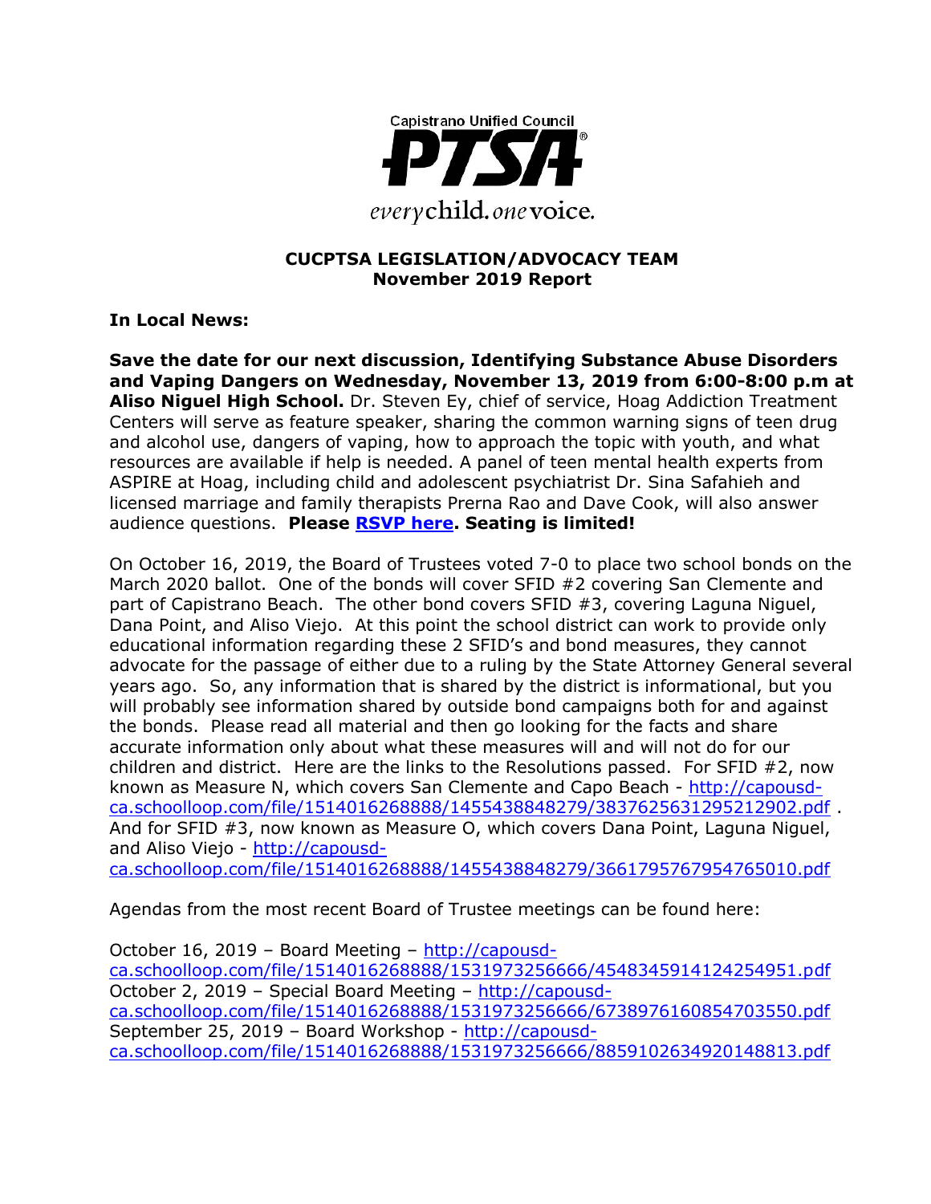Capistrano Unified Council

**PTSA**

*every* child. *one* voice.

## CUCPTSA LEGISLATION/ADVOCACY TEAM
## November 2019 Report

**In Local News:**

**Save the date for our next discussion, Identifying Substance Abuse Disorders and Vaping Dangers on Wednesday, November 13, 2019 from 6:00-8:00 p.m at Aliso Niguel High School.** Dr. Steven Ey, chief of service, Hoag Addiction Treatment Centers will serve as feature speaker, sharing the common warning signs of teen drug and alcohol use, dangers of vaping, how to approach the topic with youth, and what resources are available if help is needed. A panel of teen mental health experts from ASPIRE at Hoag, including child and adolescent psychiatrist Dr. Sina Safahieh and licensed marriage and family therapists Prerna Rao and Dave Cook, will also answer audience questions. **Please RSVP here. Seating is limited!**

On October 16, 2019, the Board of Trustees voted 7-0 to place two school bonds on the March 2020 ballot. One of the bonds will cover SFID #2 covering San Clemente and part of Capistrano Beach. The other bond covers SFID #3, covering Laguna Niguel, Dana Point, and Aliso Viejo. At this point the school district can work to provide only educational information regarding these 2 SFID's and bond measures, they cannot advocate for the passage of either due to a ruling by the State Attorney General several years ago. So, any information that is shared by the district is informational, but you will probably see information shared by outside bond campaigns both for and against the bonds. Please read all material and then go looking for the facts and share accurate information only about what these measures will and will not do for our children and district. Here are the links to the Resolutions passed. For SFID #2, now known as Measure N, which covers San Clemente and Capo Beach - http://capousd-ca.schoolloop.com/file/1514016268888/1455438848279/3837625631295212902.pdf . And for SFID #3, now known as Measure O, which covers Dana Point, Laguna Niguel, and Aliso Viejo - http://capousd-ca.schoolloop.com/file/1514016268888/1455438848279/3661795767954765010.pdf

Agendas from the most recent Board of Trustee meetings can be found here:

October 16, 2019 – Board Meeting – http://capousd-ca.schoolloop.com/file/1514016268888/1531973256666/4548345914124254951.pdf
October 2, 2019 – Special Board Meeting – http://capousd-ca.schoolloop.com/file/1514016268888/1531973256666/6738976160854703550.pdf
September 25, 2019 – Board Workshop - http://capousd-ca.schoolloop.com/file/1514016268888/1531973256666/8859102634920148813.pdf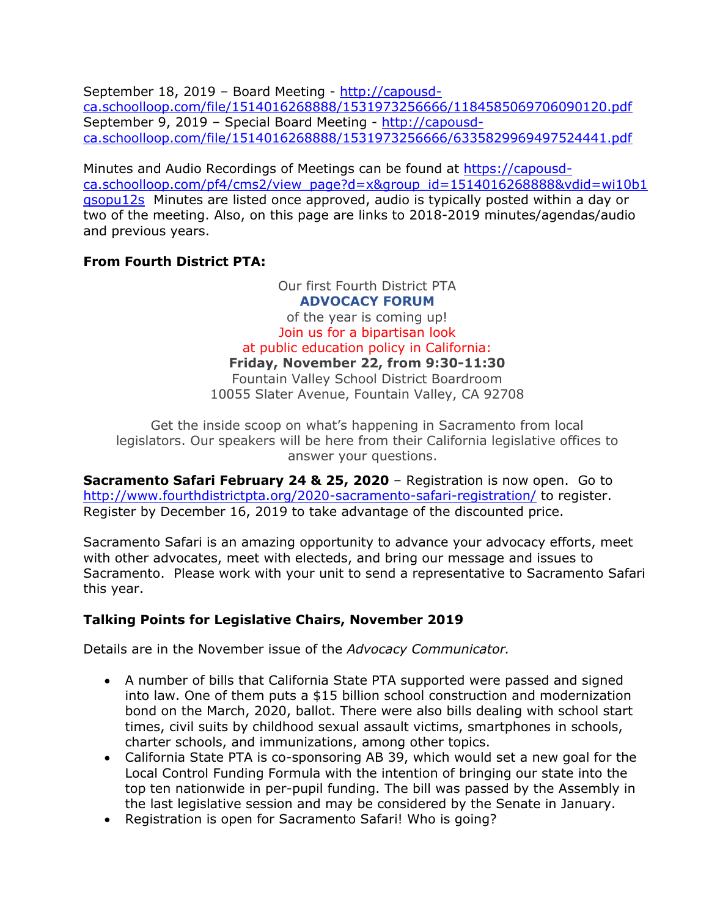September 18, 2019 – Board Meeting - http://capousd-ca.schoolloop.com/file/1514016268888/1531973256666/1184585069706090120.pdf
September 9, 2019 – Special Board Meeting - http://capousd-ca.schoolloop.com/file/1514016268888/1531973256666/6335829969497524441.pdf

Minutes and Audio Recordings of Meetings can be found at https://capousd-ca.schoolloop.com/pf4/cms2/view_page?d=x&group_id=1514016268888&vdid=wi10b1qsopu12s Minutes are listed once approved, audio is typically posted within a day or two of the meeting. Also, on this page are links to 2018-2019 minutes/agendas/audio and previous years.

**From Fourth District PTA:**

Our first Fourth District PTA
**ADVOCACY FORUM**
of the year is coming up!
Join us for a bipartisan look
at public education policy in California:
**Friday, November 22, from 9:30-11:30**
Fountain Valley School District Boardroom
10055 Slater Avenue, Fountain Valley, CA 92708

Get the inside scoop on what's happening in Sacramento from local legislators. Our speakers will be here from their California legislative offices to answer your questions.

**Sacramento Safari February 24 & 25, 2020** – Registration is now open. Go to http://www.fourthdistrictpta.org/2020-sacramento-safari-registration/ to register. Register by December 16, 2019 to take advantage of the discounted price.

Sacramento Safari is an amazing opportunity to advance your advocacy efforts, meet with other advocates, meet with electeds, and bring our message and issues to Sacramento. Please work with your unit to send a representative to Sacramento Safari this year.

**Talking Points for Legislative Chairs, November 2019**

Details are in the November issue of the *Advocacy Communicator.*

- A number of bills that California State PTA supported were passed and signed into law. One of them puts a $15 billion school construction and modernization bond on the March, 2020, ballot. There were also bills dealing with school start times, civil suits by childhood sexual assault victims, smartphones in schools, charter schools, and immunizations, among other topics.
- California State PTA is co-sponsoring AB 39, which would set a new goal for the Local Control Funding Formula with the intention of bringing our state into the top ten nationwide in per-pupil funding. The bill was passed by the Assembly in the last legislative session and may be considered by the Senate in January.
- Registration is open for Sacramento Safari! Who is going?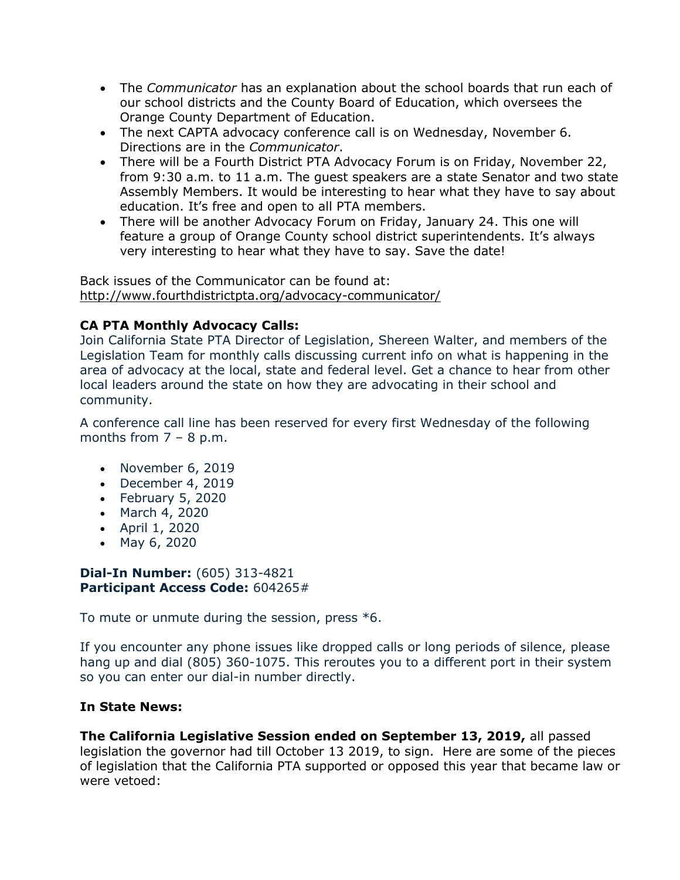- The *Communicator* has an explanation about the school boards that run each of our school districts and the County Board of Education, which oversees the Orange County Department of Education.
- The next CAPTA advocacy conference call is on Wednesday, November 6. Directions are in the *Communicator*.
- There will be a Fourth District PTA Advocacy Forum is on Friday, November 22, from 9:30 a.m. to 11 a.m. The guest speakers are a state Senator and two state Assembly Members. It would be interesting to hear what they have to say about education. It's free and open to all PTA members.
- There will be another Advocacy Forum on Friday, January 24. This one will feature a group of Orange County school district superintendents. It's always very interesting to hear what they have to say. Save the date!

Back issues of the Communicator can be found at:
http://www.fourthdistrictpta.org/advocacy-communicator/

**CA PTA Monthly Advocacy Calls:**
Join California State PTA Director of Legislation, Shereen Walter, and members of the Legislation Team for monthly calls discussing current info on what is happening in the area of advocacy at the local, state and federal level. Get a chance to hear from other local leaders around the state on how they are advocating in their school and community.

A conference call line has been reserved for every first Wednesday of the following months from 7 – 8 p.m.

- November 6, 2019
- December 4, 2019
- February 5, 2020
- March 4, 2020
- April 1, 2020
- May 6, 2020

**Dial-In Number:** (605) 313-4821
**Participant Access Code:** 604265#

To mute or unmute during the session, press *6.

If you encounter any phone issues like dropped calls or long periods of silence, please hang up and dial (805) 360-1075. This reroutes you to a different port in their system so you can enter our dial-in number directly.

**In State News:**

**The California Legislative Session ended on September 13, 2019,** all passed legislation the governor had till October 13 2019, to sign. Here are some of the pieces of legislation that the California PTA supported or opposed this year that became law or were vetoed: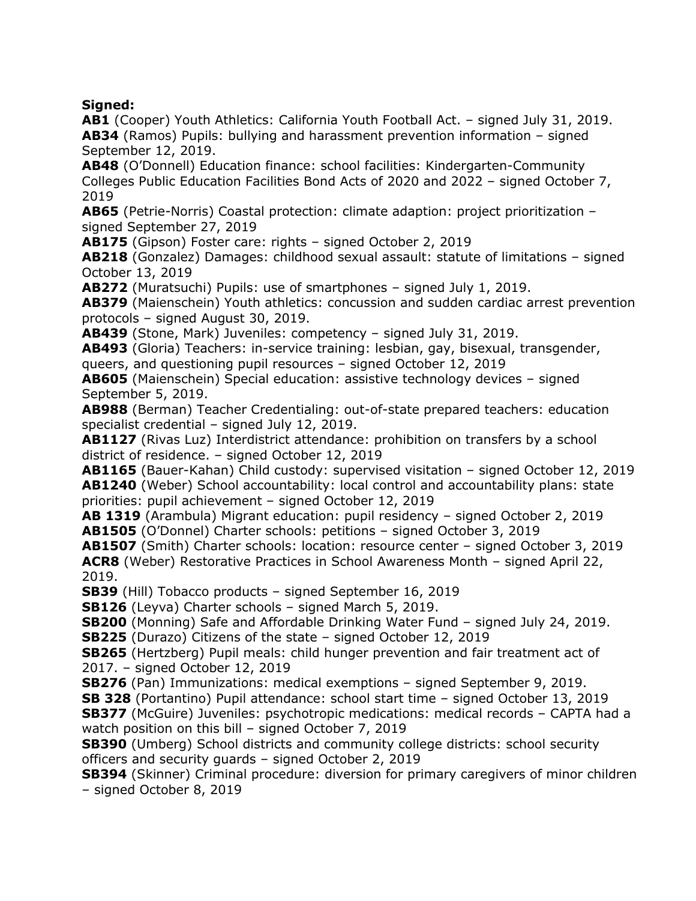**Signed:**

**AB1** (Cooper) Youth Athletics: California Youth Football Act. – signed July 31, 2019.
**AB34** (Ramos) Pupils: bullying and harassment prevention information – signed September 12, 2019.
**AB48** (O'Donnell) Education finance: school facilities: Kindergarten-Community Colleges Public Education Facilities Bond Acts of 2020 and 2022 – signed October 7, 2019
**AB65** (Petrie-Norris) Coastal protection: climate adaption: project prioritization – signed September 27, 2019
**AB175** (Gipson) Foster care: rights – signed October 2, 2019
**AB218** (Gonzalez) Damages: childhood sexual assault: statute of limitations – signed October 13, 2019
**AB272** (Muratsuchi) Pupils: use of smartphones – signed July 1, 2019.
**AB379** (Maienschein) Youth athletics: concussion and sudden cardiac arrest prevention protocols – signed August 30, 2019.
**AB439** (Stone, Mark) Juveniles: competency – signed July 31, 2019.
**AB493** (Gloria) Teachers: in-service training: lesbian, gay, bisexual, transgender, queers, and questioning pupil resources – signed October 12, 2019
**AB605** (Maienschein) Special education: assistive technology devices – signed September 5, 2019.
**AB988** (Berman) Teacher Credentialing: out-of-state prepared teachers: education specialist credential – signed July 12, 2019.
**AB1127** (Rivas Luz) Interdistrict attendance: prohibition on transfers by a school district of residence. – signed October 12, 2019
**AB1165** (Bauer-Kahan) Child custody: supervised visitation – signed October 12, 2019
**AB1240** (Weber) School accountability: local control and accountability plans: state priorities: pupil achievement – signed October 12, 2019
**AB 1319** (Arambula) Migrant education: pupil residency – signed October 2, 2019
**AB1505** (O'Donnel) Charter schools: petitions – signed October 3, 2019
**AB1507** (Smith) Charter schools: location: resource center – signed October 3, 2019
**ACR8** (Weber) Restorative Practices in School Awareness Month – signed April 22, 2019.
**SB39** (Hill) Tobacco products – signed September 16, 2019
**SB126** (Leyva) Charter schools – signed March 5, 2019.
**SB200** (Monning) Safe and Affordable Drinking Water Fund – signed July 24, 2019.
**SB225** (Durazo) Citizens of the state – signed October 12, 2019
**SB265** (Hertzberg) Pupil meals: child hunger prevention and fair treatment act of 2017. – signed October 12, 2019
**SB276** (Pan) Immunizations: medical exemptions – signed September 9, 2019.
**SB 328** (Portantino) Pupil attendance: school start time – signed October 13, 2019
**SB377** (McGuire) Juveniles: psychotropic medications: medical records – CAPTA had a watch position on this bill – signed October 7, 2019
**SB390** (Umberg) School districts and community college districts: school security officers and security guards – signed October 2, 2019
**SB394** (Skinner) Criminal procedure: diversion for primary caregivers of minor children – signed October 8, 2019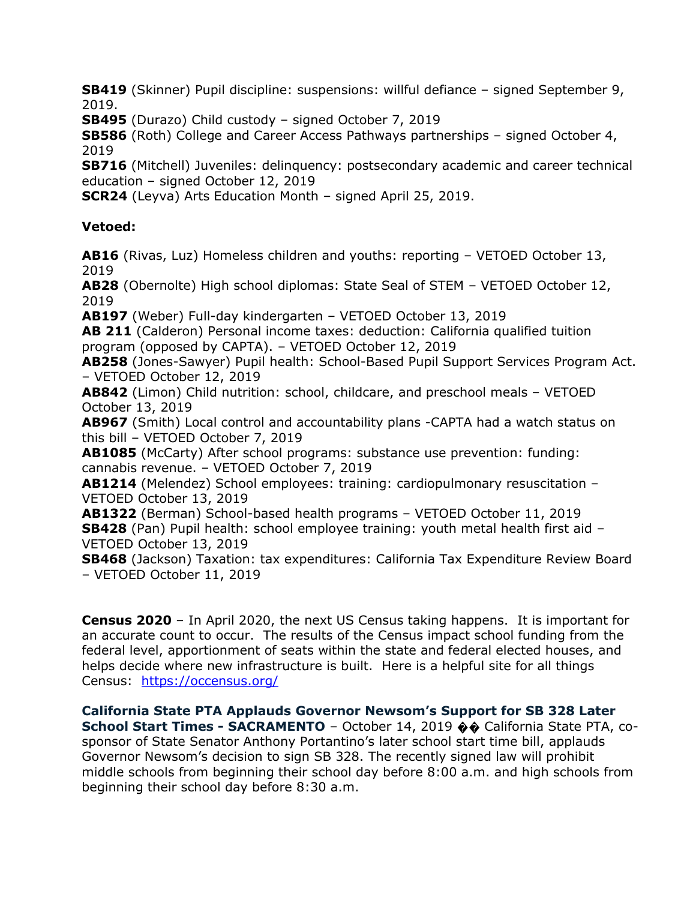**SB419** (Skinner) Pupil discipline: suspensions: willful defiance – signed September 9, 2019.
**SB495** (Durazo) Child custody – signed October 7, 2019
**SB586** (Roth) College and Career Access Pathways partnerships – signed October 4, 2019
**SB716** (Mitchell) Juveniles: delinquency: postsecondary academic and career technical education – signed October 12, 2019
**SCR24** (Leyva) Arts Education Month – signed April 25, 2019.

**Vetoed:**

**AB16** (Rivas, Luz) Homeless children and youths: reporting – VETOED October 13, 2019
**AB28** (Obernolte) High school diplomas: State Seal of STEM – VETOED October 12, 2019
**AB197** (Weber) Full-day kindergarten – VETOED October 13, 2019
**AB 211** (Calderon) Personal income taxes: deduction: California qualified tuition program (opposed by CAPTA). – VETOED October 12, 2019
**AB258** (Jones-Sawyer) Pupil health: School-Based Pupil Support Services Program Act. – VETOED October 12, 2019
**AB842** (Limon) Child nutrition: school, childcare, and preschool meals – VETOED October 13, 2019
**AB967** (Smith) Local control and accountability plans -CAPTA had a watch status on this bill – VETOED October 7, 2019
**AB1085** (McCarty) After school programs: substance use prevention: funding: cannabis revenue. – VETOED October 7, 2019
**AB1214** (Melendez) School employees: training: cardiopulmonary resuscitation – VETOED October 13, 2019
**AB1322** (Berman) School-based health programs – VETOED October 11, 2019
**SB428** (Pan) Pupil health: school employee training: youth metal health first aid – VETOED October 13, 2019
**SB468** (Jackson) Taxation: tax expenditures: California Tax Expenditure Review Board – VETOED October 11, 2019

**Census 2020** – In April 2020, the next US Census taking happens. It is important for an accurate count to occur. The results of the Census impact school funding from the federal level, apportionment of seats within the state and federal elected houses, and helps decide where new infrastructure is built. Here is a helpful site for all things Census: https://occensus.org/

**California State PTA Applauds Governor Newsom's Support for SB 328 Later School Start Times - SACRAMENTO** – October 14, 2019 �� California State PTA, co-sponsor of State Senator Anthony Portantino's later school start time bill, applauds Governor Newsom's decision to sign SB 328. The recently signed law will prohibit middle schools from beginning their school day before 8:00 a.m. and high schools from beginning their school day before 8:30 a.m.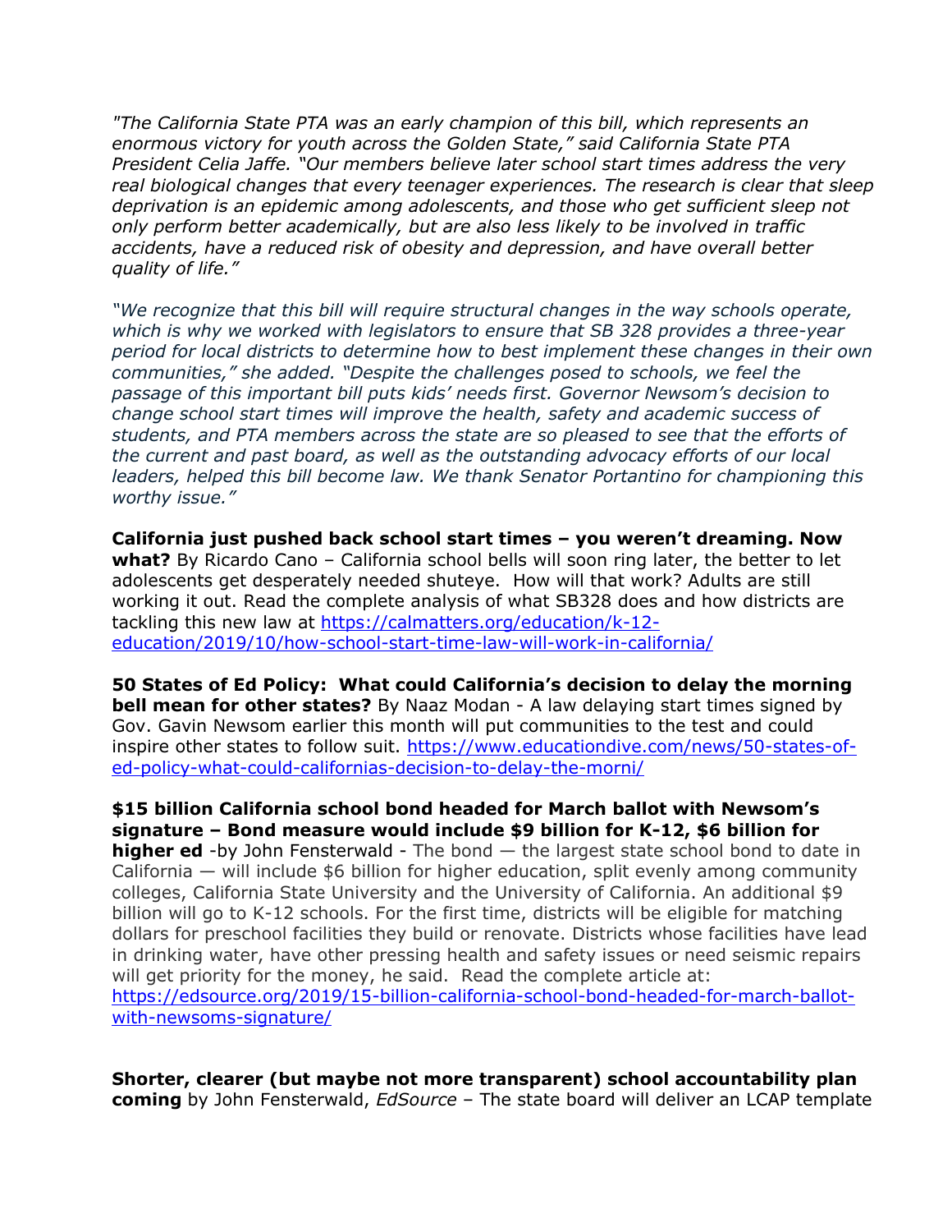*"The California State PTA was an early champion of this bill, which represents an enormous victory for youth across the Golden State," said California State PTA President Celia Jaffe. "Our members believe later school start times address the very real biological changes that every teenager experiences. The research is clear that sleep deprivation is an epidemic among adolescents, and those who get sufficient sleep not only perform better academically, but are also less likely to be involved in traffic accidents, have a reduced risk of obesity and depression, and have overall better quality of life."*

*"We recognize that this bill will require structural changes in the way schools operate, which is why we worked with legislators to ensure that SB 328 provides a three-year period for local districts to determine how to best implement these changes in their own communities," she added. "Despite the challenges posed to schools, we feel the passage of this important bill puts kids' needs first. Governor Newsom's decision to change school start times will improve the health, safety and academic success of students, and PTA members across the state are so pleased to see that the efforts of the current and past board, as well as the outstanding advocacy efforts of our local leaders, helped this bill become law. We thank Senator Portantino for championing this worthy issue."*

**California just pushed back school start times – you weren't dreaming. Now what?** By Ricardo Cano – California school bells will soon ring later, the better to let adolescents get desperately needed shuteye. How will that work? Adults are still working it out. Read the complete analysis of what SB328 does and how districts are tackling this new law at [https://calmatters.org/education/k-12-education/2019/10/how-school-start-time-law-will-work-in-california/](https://calmatters.org/education/k-12-education/2019/10/how-school-start-time-law-will-work-in-california/)

**50 States of Ed Policy: What could California's decision to delay the morning bell mean for other states?** By Naaz Modan - A law delaying start times signed by Gov. Gavin Newsom earlier this month will put communities to the test and could inspire other states to follow suit. [https://www.educationdive.com/news/50-states-of-ed-policy-what-could-californias-decision-to-delay-the-morni/](https://www.educationdive.com/news/50-states-of-ed-policy-what-could-californias-decision-to-delay-the-morni/)

**$15 billion California school bond headed for March ballot with Newsom's signature – Bond measure would include $9 billion for K-12, $6 billion for higher ed** -by John Fensterwald - The bond — the largest state school bond to date in California — will include $6 billion for higher education, split evenly among community colleges, California State University and the University of California. An additional $9 billion will go to K-12 schools. For the first time, districts will be eligible for matching dollars for preschool facilities they build or renovate. Districts whose facilities have lead in drinking water, have other pressing health and safety issues or need seismic repairs will get priority for the money, he said. Read the complete article at: [https://edsource.org/2019/15-billion-california-school-bond-headed-for-march-ballot-with-newsoms-signature/](https://edsource.org/2019/15-billion-california-school-bond-headed-for-march-ballot-with-newsoms-signature/)

**Shorter, clearer (but maybe not more transparent) school accountability plan coming** by John Fensterwald, *EdSource* – The state board will deliver an LCAP template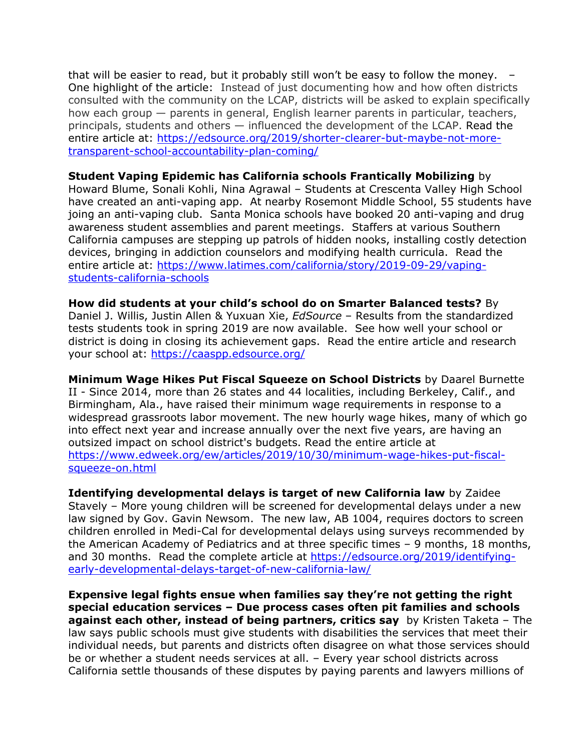that will be easier to read, but it probably still won't be easy to follow the money. – One highlight of the article: Instead of just documenting how and how often districts consulted with the community on the LCAP, districts will be asked to explain specifically how each group — parents in general, English learner parents in particular, teachers, principals, students and others — influenced the development of the LCAP. Read the entire article at: https://edsource.org/2019/shorter-clearer-but-maybe-not-more-transparent-school-accountability-plan-coming/

**Student Vaping Epidemic has California schools Frantically Mobilizing** by Howard Blume, Sonali Kohli, Nina Agrawal – Students at Crescenta Valley High School have created an anti-vaping app. At nearby Rosemont Middle School, 55 students have joing an anti-vaping club. Santa Monica schools have booked 20 anti-vaping and drug awareness student assemblies and parent meetings. Staffers at various Southern California campuses are stepping up patrols of hidden nooks, installing costly detection devices, bringing in addiction counselors and modifying health curricula. Read the entire article at: https://www.latimes.com/california/story/2019-09-29/vaping-students-california-schools

**How did students at your child's school do on Smarter Balanced tests?** By Daniel J. Willis, Justin Allen & Yuxuan Xie, *EdSource* – Results from the standardized tests students took in spring 2019 are now available. See how well your school or district is doing in closing its achievement gaps. Read the entire article and research your school at: https://caaspp.edsource.org/

**Minimum Wage Hikes Put Fiscal Squeeze on School Districts** by Daarel Burnette II - Since 2014, more than 26 states and 44 localities, including Berkeley, Calif., and Birmingham, Ala., have raised their minimum wage requirements in response to a widespread grassroots labor movement. The new hourly wage hikes, many of which go into effect next year and increase annually over the next five years, are having an outsized impact on school district's budgets. Read the entire article at https://www.edweek.org/ew/articles/2019/10/30/minimum-wage-hikes-put-fiscal-squeeze-on.html

**Identifying developmental delays is target of new California law** by Zaidee Stavely – More young children will be screened for developmental delays under a new law signed by Gov. Gavin Newsom. The new law, AB 1004, requires doctors to screen children enrolled in Medi-Cal for developmental delays using surveys recommended by the American Academy of Pediatrics and at three specific times – 9 months, 18 months, and 30 months. Read the complete article at https://edsource.org/2019/identifying-early-developmental-delays-target-of-new-california-law/

**Expensive legal fights ensue when families say they're not getting the right special education services – Due process cases often pit families and schools against each other, instead of being partners, critics say** by Kristen Taketa – The law says public schools must give students with disabilities the services that meet their individual needs, but parents and districts often disagree on what those services should be or whether a student needs services at all. – Every year school districts across California settle thousands of these disputes by paying parents and lawyers millions of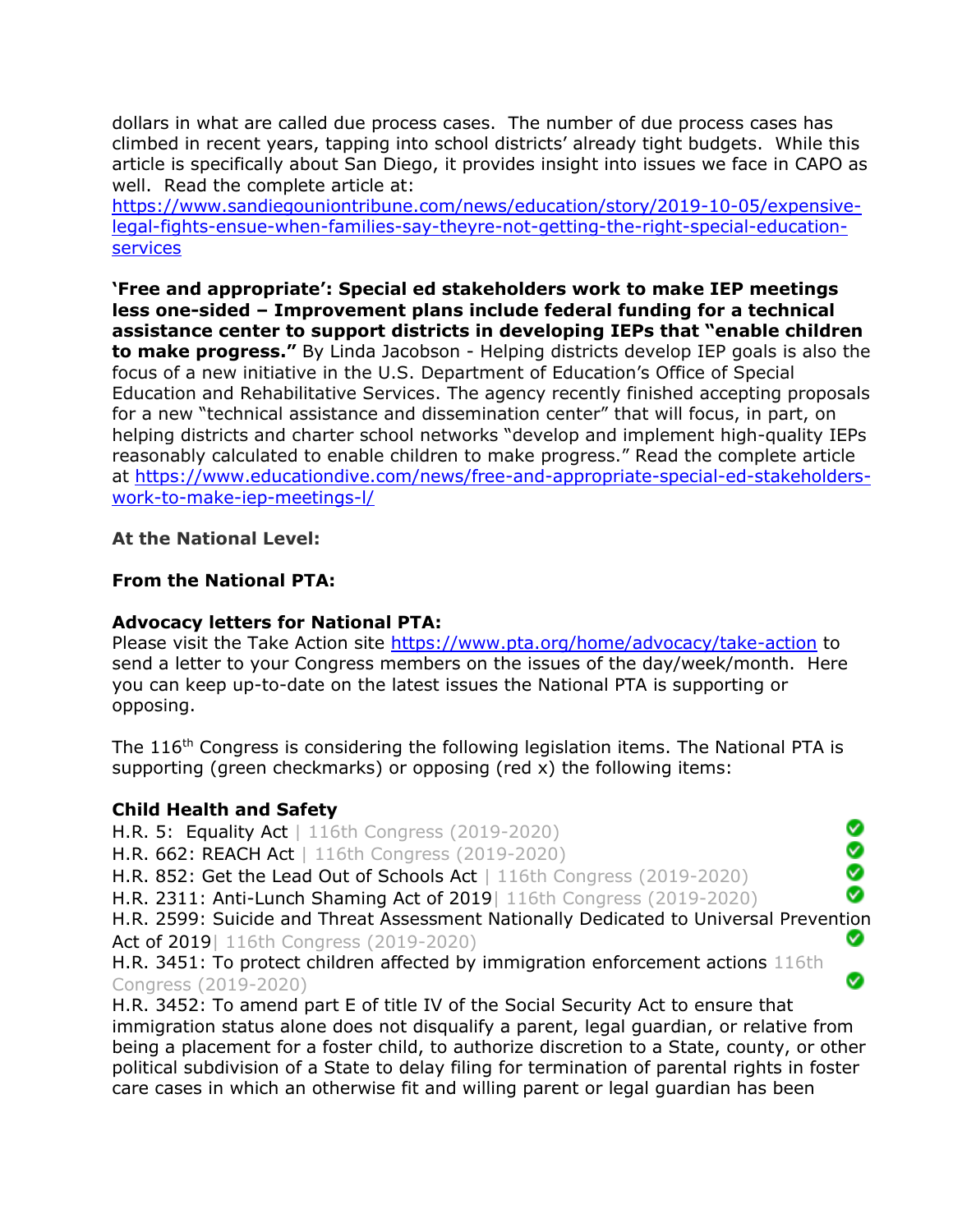dollars in what are called due process cases. The number of due process cases has climbed in recent years, tapping into school districts' already tight budgets. While this article is specifically about San Diego, it provides insight into issues we face in CAPO as well. Read the complete article at: https://www.sandiegouniontribune.com/news/education/story/2019-10-05/expensive-legal-fights-ensue-when-families-say-theyre-not-getting-the-right-special-education-services

**'Free and appropriate': Special ed stakeholders work to make IEP meetings less one-sided – Improvement plans include federal funding for a technical assistance center to support districts in developing IEPs that "enable children to make progress."** By Linda Jacobson - Helping districts develop IEP goals is also the focus of a new initiative in the U.S. Department of Education's Office of Special Education and Rehabilitative Services. The agency recently finished accepting proposals for a new "technical assistance and dissemination center" that will focus, in part, on helping districts and charter school networks "develop and implement high-quality IEPs reasonably calculated to enable children to make progress." Read the complete article at https://www.educationdive.com/news/free-and-appropriate-special-ed-stakeholders-work-to-make-iep-meetings-l/

**At the National Level:**

**From the National PTA:**

**Advocacy letters for National PTA:**
Please visit the Take Action site https://www.pta.org/home/advocacy/take-action to send a letter to your Congress members on the issues of the day/week/month. Here you can keep up-to-date on the latest issues the National PTA is supporting or opposing.

The 116th Congress is considering the following legislation items. The National PTA is supporting (green checkmarks) or opposing (red x) the following items:

**Child Health and Safety**

- H.R. 5: Equality Act | 116th Congress (2019-2020) ✔
- H.R. 662: REACH Act | 116th Congress (2019-2020) ✔
- H.R. 852: Get the Lead Out of Schools Act | 116th Congress (2019-2020) ✔
- H.R. 2311: Anti-Lunch Shaming Act of 2019| 116th Congress (2019-2020) ✔
- H.R. 2599: Suicide and Threat Assessment Nationally Dedicated to Universal Prevention Act of 2019| 116th Congress (2019-2020) ✔
- H.R. 3451: To protect children affected by immigration enforcement actions 116th Congress (2019-2020) ✔
- H.R. 3452: To amend part E of title IV of the Social Security Act to ensure that immigration status alone does not disqualify a parent, legal guardian, or relative from being a placement for a foster child, to authorize discretion to a State, county, or other political subdivision of a State to delay filing for termination of parental rights in foster care cases in which an otherwise fit and willing parent or legal guardian has been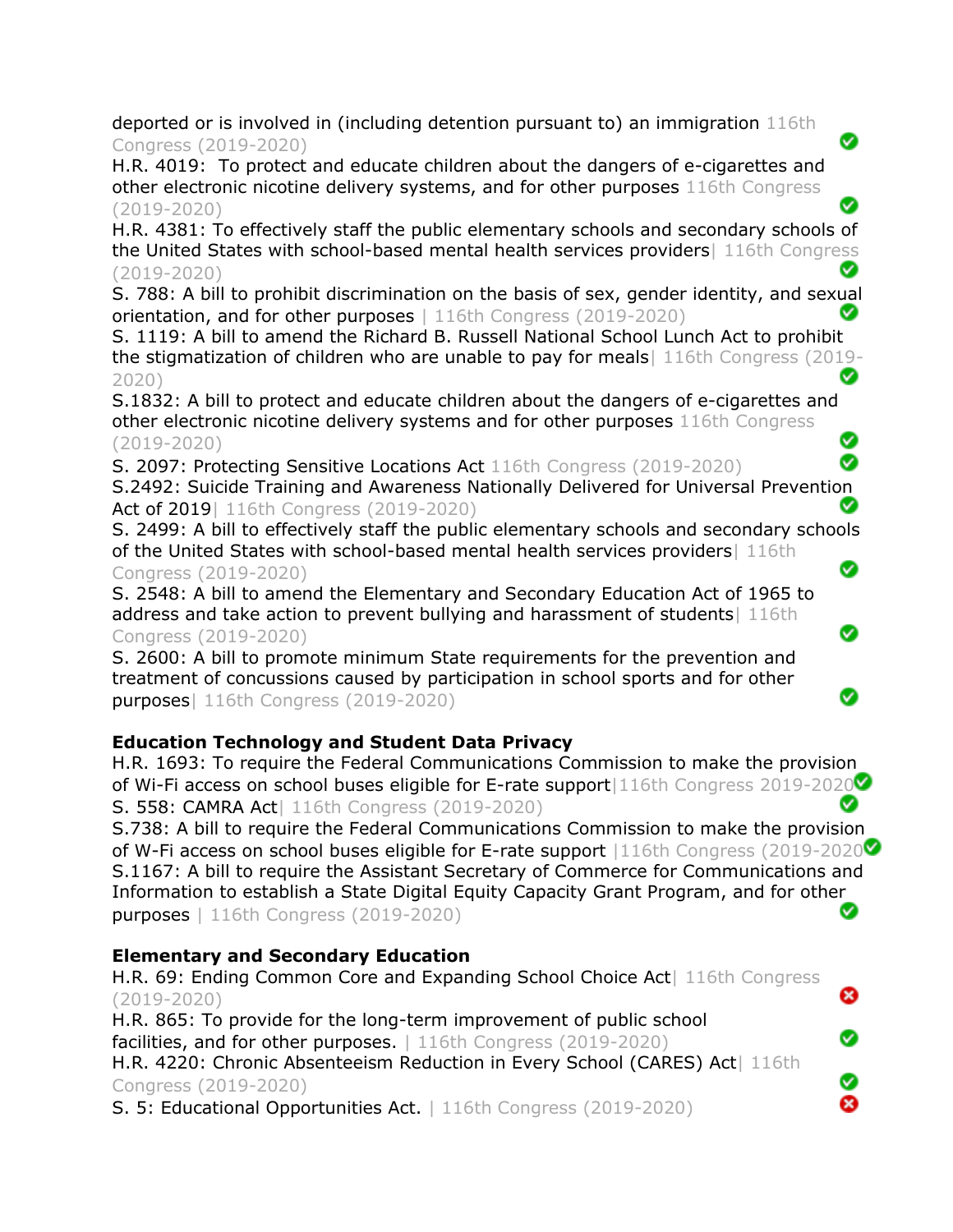deported or is involved in (including detention pursuant to) an immigration 116th Congress (2019-2020) ✅

H.R. 4019: To protect and educate children about the dangers of e-cigarettes and other electronic nicotine delivery systems, and for other purposes 116th Congress (2019-2020) ✅

H.R. 4381: To effectively staff the public elementary schools and secondary schools of the United States with school-based mental health services providers| 116th Congress (2019-2020) ✅

S. 788: A bill to prohibit discrimination on the basis of sex, gender identity, and sexual orientation, and for other purposes | 116th Congress (2019-2020) ✅

S. 1119: A bill to amend the Richard B. Russell National School Lunch Act to prohibit the stigmatization of children who are unable to pay for meals| 116th Congress (2019-2020) ✅

S.1832: A bill to protect and educate children about the dangers of e-cigarettes and other electronic nicotine delivery systems and for other purposes 116th Congress (2019-2020) ✅

S. 2097: Protecting Sensitive Locations Act 116th Congress (2019-2020) ✅

S.2492: Suicide Training and Awareness Nationally Delivered for Universal Prevention Act of 2019| 116th Congress (2019-2020) ✅

S. 2499: A bill to effectively staff the public elementary schools and secondary schools of the United States with school-based mental health services providers| 116th Congress (2019-2020) ✅

S. 2548: A bill to amend the Elementary and Secondary Education Act of 1965 to address and take action to prevent bullying and harassment of students| 116th Congress (2019-2020) ✅

S. 2600: A bill to promote minimum State requirements for the prevention and treatment of concussions caused by participation in school sports and for other purposes| 116th Congress (2019-2020) ✅

**Education Technology and Student Data Privacy**

H.R. 1693: To require the Federal Communications Commission to make the provision of Wi-Fi access on school buses eligible for E-rate support|116th Congress 2019-2020 ✅

S. 558: CAMRA Act| 116th Congress (2019-2020) ✅

S.738: A bill to require the Federal Communications Commission to make the provision of W-Fi access on school buses eligible for E-rate support |116th Congress (2019-2020 ✅

S.1167: A bill to require the Assistant Secretary of Commerce for Communications and Information to establish a State Digital Equity Capacity Grant Program, and for other purposes | 116th Congress (2019-2020) ✅

**Elementary and Secondary Education**

H.R. 69: Ending Common Core and Expanding School Choice Act| 116th Congress (2019-2020) ❌

H.R. 865: To provide for the long-term improvement of public school facilities, and for other purposes. | 116th Congress (2019-2020) ✅

H.R. 4220: Chronic Absenteeism Reduction in Every School (CARES) Act| 116th Congress (2019-2020) ✅

S. 5: Educational Opportunities Act. | 116th Congress (2019-2020) ❌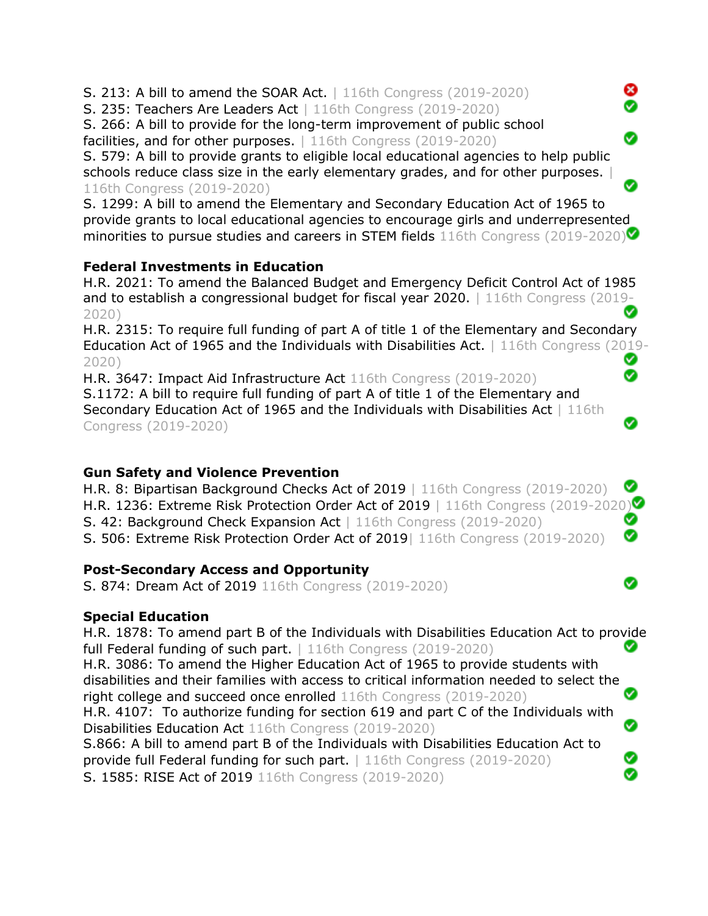S. 213: A bill to amend the SOAR Act. | 116th Congress (2019-2020) ❌

S. 235: Teachers Are Leaders Act | 116th Congress (2019-2020) ✅

S. 266: A bill to provide for the long-term improvement of public school facilities, and for other purposes. | 116th Congress (2019-2020) ✅

S. 579: A bill to provide grants to eligible local educational agencies to help public schools reduce class size in the early elementary grades, and for other purposes. | 116th Congress (2019-2020) ✅

S. 1299: A bill to amend the Elementary and Secondary Education Act of 1965 to provide grants to local educational agencies to encourage girls and underrepresented minorities to pursue studies and careers in STEM fields 116th Congress (2019-2020) ✅

**Federal Investments in Education**

H.R. 2021: To amend the Balanced Budget and Emergency Deficit Control Act of 1985 and to establish a congressional budget for fiscal year 2020. | 116th Congress (2019-2020) ✅

H.R. 2315: To require full funding of part A of title 1 of the Elementary and Secondary Education Act of 1965 and the Individuals with Disabilities Act. | 116th Congress (2019-2020) ✅

H.R. 3647: Impact Aid Infrastructure Act 116th Congress (2019-2020) ✅

S.1172: A bill to require full funding of part A of title 1 of the Elementary and Secondary Education Act of 1965 and the Individuals with Disabilities Act | 116th Congress (2019-2020) ✅

**Gun Safety and Violence Prevention**

H.R. 8: Bipartisan Background Checks Act of 2019 | 116th Congress (2019-2020) ✅

H.R. 1236: Extreme Risk Protection Order Act of 2019 | 116th Congress (2019-2020) ✅

S. 42: Background Check Expansion Act | 116th Congress (2019-2020) ✅

S. 506: Extreme Risk Protection Order Act of 2019| 116th Congress (2019-2020) ✅

**Post-Secondary Access and Opportunity**

S. 874: Dream Act of 2019 116th Congress (2019-2020) ✅

**Special Education**

H.R. 1878: To amend part B of the Individuals with Disabilities Education Act to provide full Federal funding of such part. | 116th Congress (2019-2020) ✅

H.R. 3086: To amend the Higher Education Act of 1965 to provide students with disabilities and their families with access to critical information needed to select the right college and succeed once enrolled 116th Congress (2019-2020) ✅

H.R. 4107: To authorize funding for section 619 and part C of the Individuals with Disabilities Education Act 116th Congress (2019-2020) ✅

S.866: A bill to amend part B of the Individuals with Disabilities Education Act to provide full Federal funding for such part. | 116th Congress (2019-2020) ✅

S. 1585: RISE Act of 2019 116th Congress (2019-2020) ✅